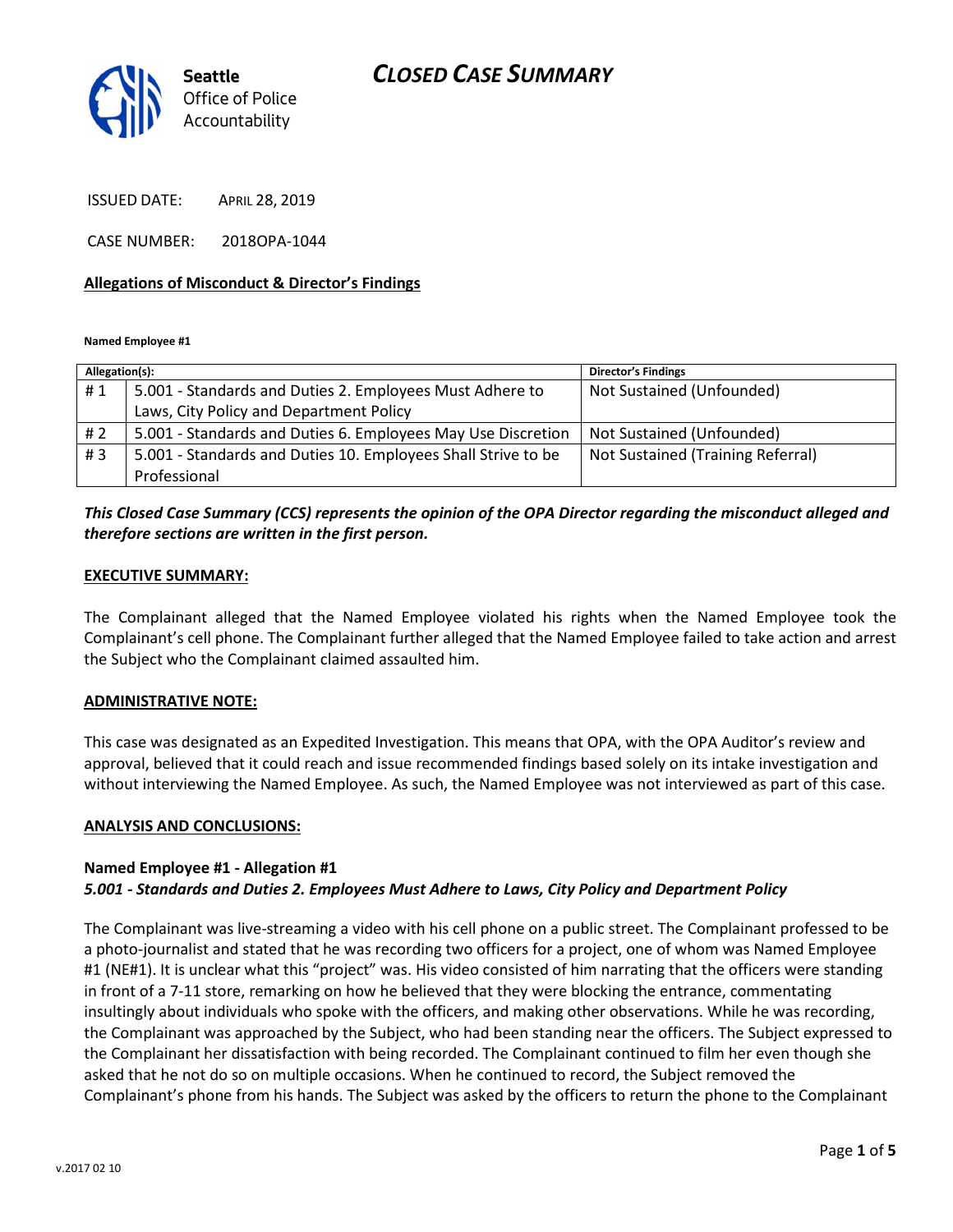# CLOSED CASE SUMMARY

Seattle Office of Police Accountability

ISSUED DATE: APRIL 28, 2019

CASE NUMBER: 2018OPA-1044

**Allegations of Misconduct & Director's Findings**

**Named Employee #1**

| Allegation(s): | | Director's Findings |
|---|---|---|
| # 1 | 5.001 - Standards and Duties 2. Employees Must Adhere to Laws, City Policy and Department Policy | Not Sustained (Unfounded) |
| # 2 | 5.001 - Standards and Duties 6. Employees May Use Discretion | Not Sustained (Unfounded) |
| # 3 | 5.001 - Standards and Duties 10. Employees Shall Strive to be Professional | Not Sustained (Training Referral) |

***This Closed Case Summary (CCS) represents the opinion of the OPA Director regarding the misconduct alleged and therefore sections are written in the first person.***

**EXECUTIVE SUMMARY:**

The Complainant alleged that the Named Employee violated his rights when the Named Employee took the Complainant's cell phone. The Complainant further alleged that the Named Employee failed to take action and arrest the Subject who the Complainant claimed assaulted him.

**ADMINISTRATIVE NOTE:**

This case was designated as an Expedited Investigation. This means that OPA, with the OPA Auditor's review and approval, believed that it could reach and issue recommended findings based solely on its intake investigation and without interviewing the Named Employee. As such, the Named Employee was not interviewed as part of this case.

**ANALYSIS AND CONCLUSIONS:**

**Named Employee #1 - Allegation #1**
***5.001 - Standards and Duties 2. Employees Must Adhere to Laws, City Policy and Department Policy***

The Complainant was live-streaming a video with his cell phone on a public street. The Complainant professed to be a photo-journalist and stated that he was recording two officers for a project, one of whom was Named Employee #1 (NE#1). It is unclear what this "project" was. His video consisted of him narrating that the officers were standing in front of a 7-11 store, remarking on how he believed that they were blocking the entrance, commentating insultingly about individuals who spoke with the officers, and making other observations. While he was recording, the Complainant was approached by the Subject, who had been standing near the officers. The Subject expressed to the Complainant her dissatisfaction with being recorded. The Complainant continued to film her even though she asked that he not do so on multiple occasions. When he continued to record, the Subject removed the Complainant's phone from his hands. The Subject was asked by the officers to return the phone to the Complainant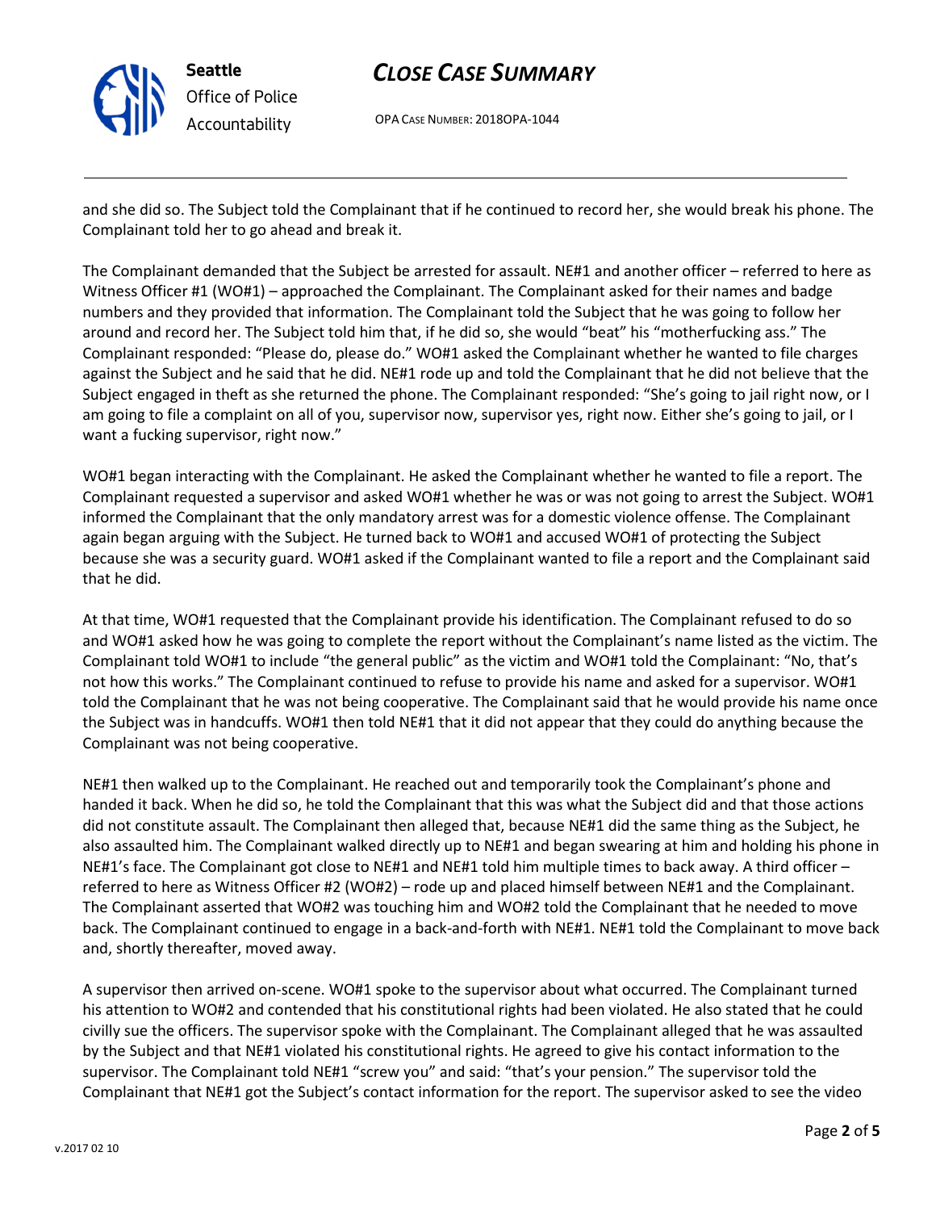and she did so. The Subject told the Complainant that if he continued to record her, she would break his phone. The Complainant told her to go ahead and break it.

The Complainant demanded that the Subject be arrested for assault. NE#1 and another officer – referred to here as Witness Officer #1 (WO#1) – approached the Complainant. The Complainant asked for their names and badge numbers and they provided that information. The Complainant told the Subject that he was going to follow her around and record her. The Subject told him that, if he did so, she would "beat" his "motherfucking ass." The Complainant responded: "Please do, please do." WO#1 asked the Complainant whether he wanted to file charges against the Subject and he said that he did. NE#1 rode up and told the Complainant that he did not believe that the Subject engaged in theft as she returned the phone. The Complainant responded: "She's going to jail right now, or I am going to file a complaint on all of you, supervisor now, supervisor yes, right now. Either she's going to jail, or I want a fucking supervisor, right now."

WO#1 began interacting with the Complainant. He asked the Complainant whether he wanted to file a report. The Complainant requested a supervisor and asked WO#1 whether he was or was not going to arrest the Subject. WO#1 informed the Complainant that the only mandatory arrest was for a domestic violence offense. The Complainant again began arguing with the Subject. He turned back to WO#1 and accused WO#1 of protecting the Subject because she was a security guard. WO#1 asked if the Complainant wanted to file a report and the Complainant said that he did.

At that time, WO#1 requested that the Complainant provide his identification. The Complainant refused to do so and WO#1 asked how he was going to complete the report without the Complainant's name listed as the victim. The Complainant told WO#1 to include "the general public" as the victim and WO#1 told the Complainant: "No, that's not how this works." The Complainant continued to refuse to provide his name and asked for a supervisor. WO#1 told the Complainant that he was not being cooperative. The Complainant said that he would provide his name once the Subject was in handcuffs. WO#1 then told NE#1 that it did not appear that they could do anything because the Complainant was not being cooperative.

NE#1 then walked up to the Complainant. He reached out and temporarily took the Complainant's phone and handed it back. When he did so, he told the Complainant that this was what the Subject did and that those actions did not constitute assault. The Complainant then alleged that, because NE#1 did the same thing as the Subject, he also assaulted him. The Complainant walked directly up to NE#1 and began swearing at him and holding his phone in NE#1's face. The Complainant got close to NE#1 and NE#1 told him multiple times to back away. A third officer – referred to here as Witness Officer #2 (WO#2) – rode up and placed himself between NE#1 and the Complainant. The Complainant asserted that WO#2 was touching him and WO#2 told the Complainant that he needed to move back. The Complainant continued to engage in a back-and-forth with NE#1. NE#1 told the Complainant to move back and, shortly thereafter, moved away.

A supervisor then arrived on-scene. WO#1 spoke to the supervisor about what occurred. The Complainant turned his attention to WO#2 and contended that his constitutional rights had been violated. He also stated that he could civilly sue the officers. The supervisor spoke with the Complainant. The Complainant alleged that he was assaulted by the Subject and that NE#1 violated his constitutional rights. He agreed to give his contact information to the supervisor. The Complainant told NE#1 "screw you" and said: "that's your pension." The supervisor told the Complainant that NE#1 got the Subject's contact information for the report. The supervisor asked to see the video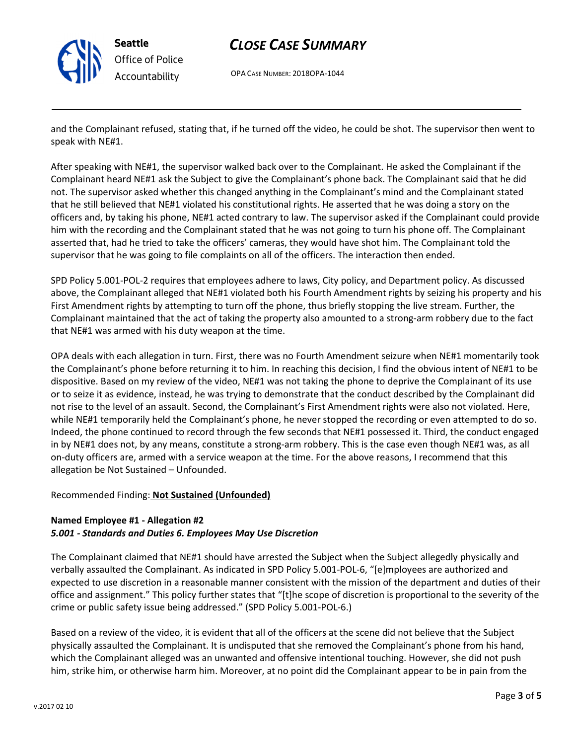and the Complainant refused, stating that, if he turned off the video, he could be shot. The supervisor then went to speak with NE#1.

After speaking with NE#1, the supervisor walked back over to the Complainant. He asked the Complainant if the Complainant heard NE#1 ask the Subject to give the Complainant's phone back. The Complainant said that he did not. The supervisor asked whether this changed anything in the Complainant's mind and the Complainant stated that he still believed that NE#1 violated his constitutional rights. He asserted that he was doing a story on the officers and, by taking his phone, NE#1 acted contrary to law. The supervisor asked if the Complainant could provide him with the recording and the Complainant stated that he was not going to turn his phone off. The Complainant asserted that, had he tried to take the officers' cameras, they would have shot him. The Complainant told the supervisor that he was going to file complaints on all of the officers. The interaction then ended.

SPD Policy 5.001-POL-2 requires that employees adhere to laws, City policy, and Department policy. As discussed above, the Complainant alleged that NE#1 violated both his Fourth Amendment rights by seizing his property and his First Amendment rights by attempting to turn off the phone, thus briefly stopping the live stream. Further, the Complainant maintained that the act of taking the property also amounted to a strong-arm robbery due to the fact that NE#1 was armed with his duty weapon at the time.

OPA deals with each allegation in turn. First, there was no Fourth Amendment seizure when NE#1 momentarily took the Complainant's phone before returning it to him. In reaching this decision, I find the obvious intent of NE#1 to be dispositive. Based on my review of the video, NE#1 was not taking the phone to deprive the Complainant of its use or to seize it as evidence, instead, he was trying to demonstrate that the conduct described by the Complainant did not rise to the level of an assault. Second, the Complainant's First Amendment rights were also not violated. Here, while NE#1 temporarily held the Complainant's phone, he never stopped the recording or even attempted to do so. Indeed, the phone continued to record through the few seconds that NE#1 possessed it. Third, the conduct engaged in by NE#1 does not, by any means, constitute a strong-arm robbery. This is the case even though NE#1 was, as all on-duty officers are, armed with a service weapon at the time. For the above reasons, I recommend that this allegation be Not Sustained – Unfounded.

Recommended Finding: **Not Sustained (Unfounded)**

**Named Employee #1 - Allegation #2**
***5.001 - Standards and Duties 6. Employees May Use Discretion***

The Complainant claimed that NE#1 should have arrested the Subject when the Subject allegedly physically and verbally assaulted the Complainant. As indicated in SPD Policy 5.001-POL-6, "[e]mployees are authorized and expected to use discretion in a reasonable manner consistent with the mission of the department and duties of their office and assignment." This policy further states that "[t]he scope of discretion is proportional to the severity of the crime or public safety issue being addressed." (SPD Policy 5.001-POL-6.)

Based on a review of the video, it is evident that all of the officers at the scene did not believe that the Subject physically assaulted the Complainant. It is undisputed that she removed the Complainant's phone from his hand, which the Complainant alleged was an unwanted and offensive intentional touching. However, she did not push him, strike him, or otherwise harm him. Moreover, at no point did the Complainant appear to be in pain from the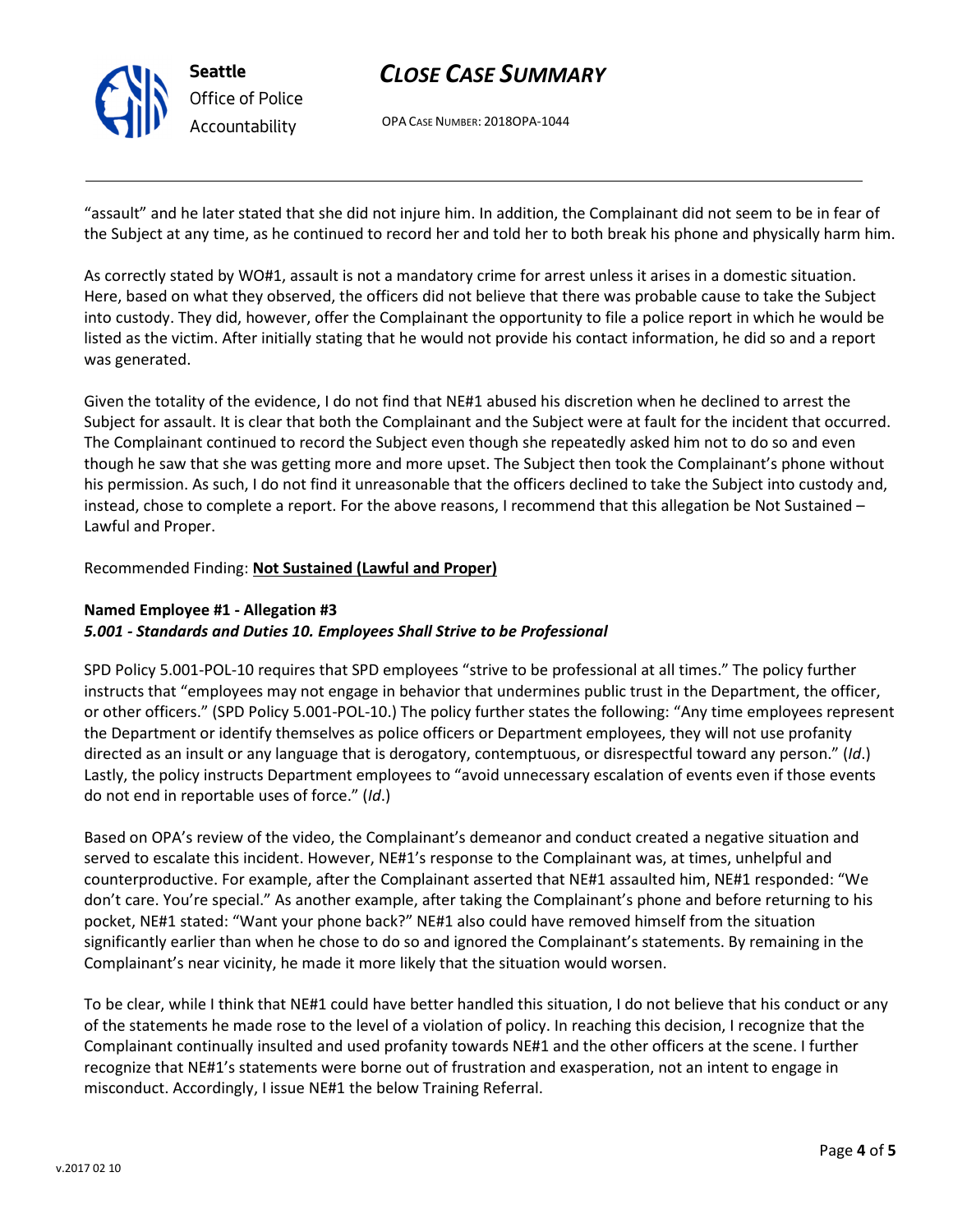"assault" and he later stated that she did not injure him. In addition, the Complainant did not seem to be in fear of the Subject at any time, as he continued to record her and told her to both break his phone and physically harm him.

As correctly stated by WO#1, assault is not a mandatory crime for arrest unless it arises in a domestic situation. Here, based on what they observed, the officers did not believe that there was probable cause to take the Subject into custody. They did, however, offer the Complainant the opportunity to file a police report in which he would be listed as the victim. After initially stating that he would not provide his contact information, he did so and a report was generated.

Given the totality of the evidence, I do not find that NE#1 abused his discretion when he declined to arrest the Subject for assault. It is clear that both the Complainant and the Subject were at fault for the incident that occurred. The Complainant continued to record the Subject even though she repeatedly asked him not to do so and even though he saw that she was getting more and more upset. The Subject then took the Complainant's phone without his permission. As such, I do not find it unreasonable that the officers declined to take the Subject into custody and, instead, chose to complete a report. For the above reasons, I recommend that this allegation be Not Sustained – Lawful and Proper.

Recommended Finding: **Not Sustained (Lawful and Proper)**

**Named Employee #1 - Allegation #3**
***5.001 - Standards and Duties 10. Employees Shall Strive to be Professional***

SPD Policy 5.001-POL-10 requires that SPD employees "strive to be professional at all times." The policy further instructs that "employees may not engage in behavior that undermines public trust in the Department, the officer, or other officers." (SPD Policy 5.001-POL-10.) The policy further states the following: "Any time employees represent the Department or identify themselves as police officers or Department employees, they will not use profanity directed as an insult or any language that is derogatory, contemptuous, or disrespectful toward any person." (*Id*.) Lastly, the policy instructs Department employees to "avoid unnecessary escalation of events even if those events do not end in reportable uses of force." (*Id*.)

Based on OPA's review of the video, the Complainant's demeanor and conduct created a negative situation and served to escalate this incident. However, NE#1's response to the Complainant was, at times, unhelpful and counterproductive. For example, after the Complainant asserted that NE#1 assaulted him, NE#1 responded: "We don't care. You're special." As another example, after taking the Complainant's phone and before returning to his pocket, NE#1 stated: "Want your phone back?" NE#1 also could have removed himself from the situation significantly earlier than when he chose to do so and ignored the Complainant's statements. By remaining in the Complainant's near vicinity, he made it more likely that the situation would worsen.

To be clear, while I think that NE#1 could have better handled this situation, I do not believe that his conduct or any of the statements he made rose to the level of a violation of policy. In reaching this decision, I recognize that the Complainant continually insulted and used profanity towards NE#1 and the other officers at the scene. I further recognize that NE#1's statements were borne out of frustration and exasperation, not an intent to engage in misconduct. Accordingly, I issue NE#1 the below Training Referral.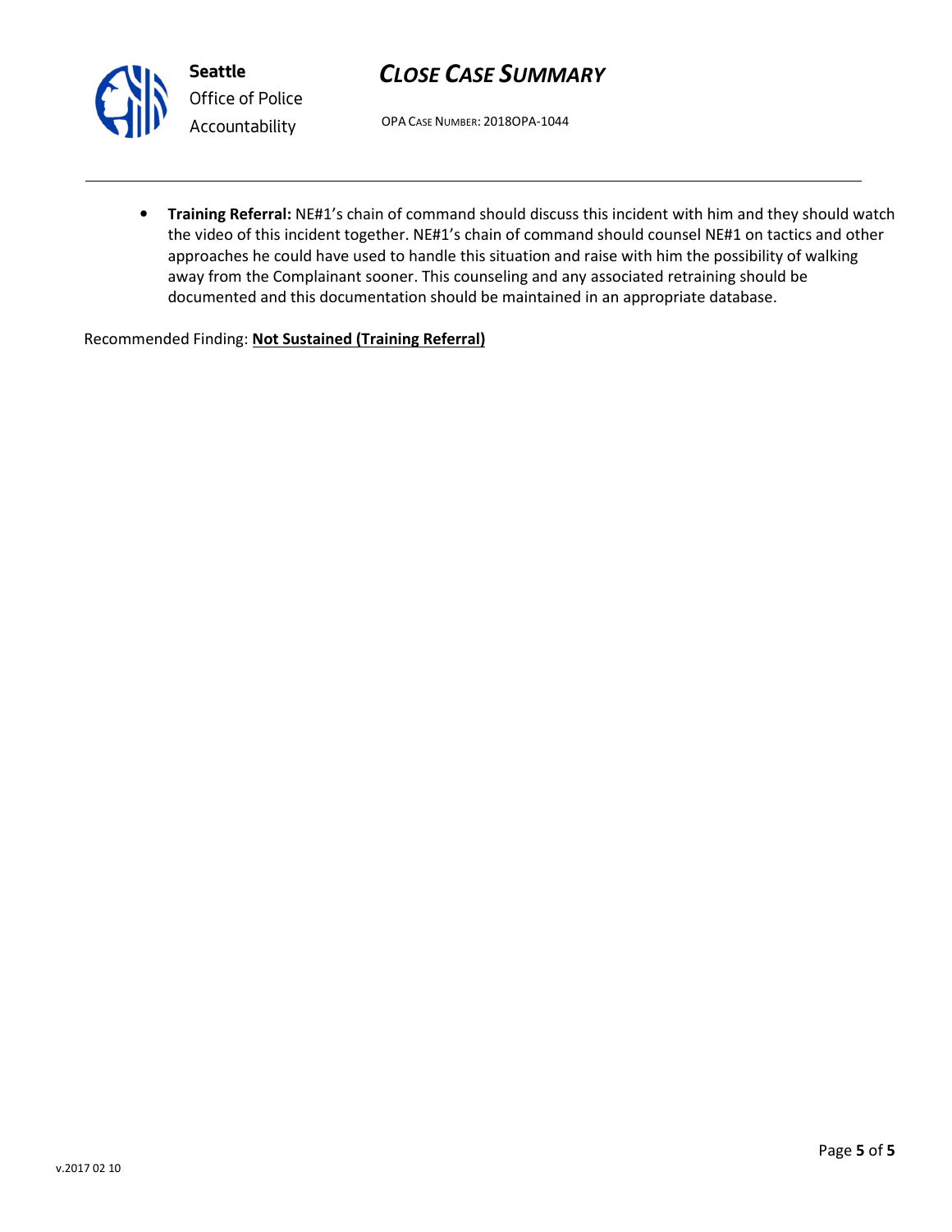- **Training Referral:** NE#1's chain of command should discuss this incident with him and they should watch the video of this incident together. NE#1's chain of command should counsel NE#1 on tactics and other approaches he could have used to handle this situation and raise with him the possibility of walking away from the Complainant sooner. This counseling and any associated retraining should be documented and this documentation should be maintained in an appropriate database.

Recommended Finding: **Not Sustained (Training Referral)**